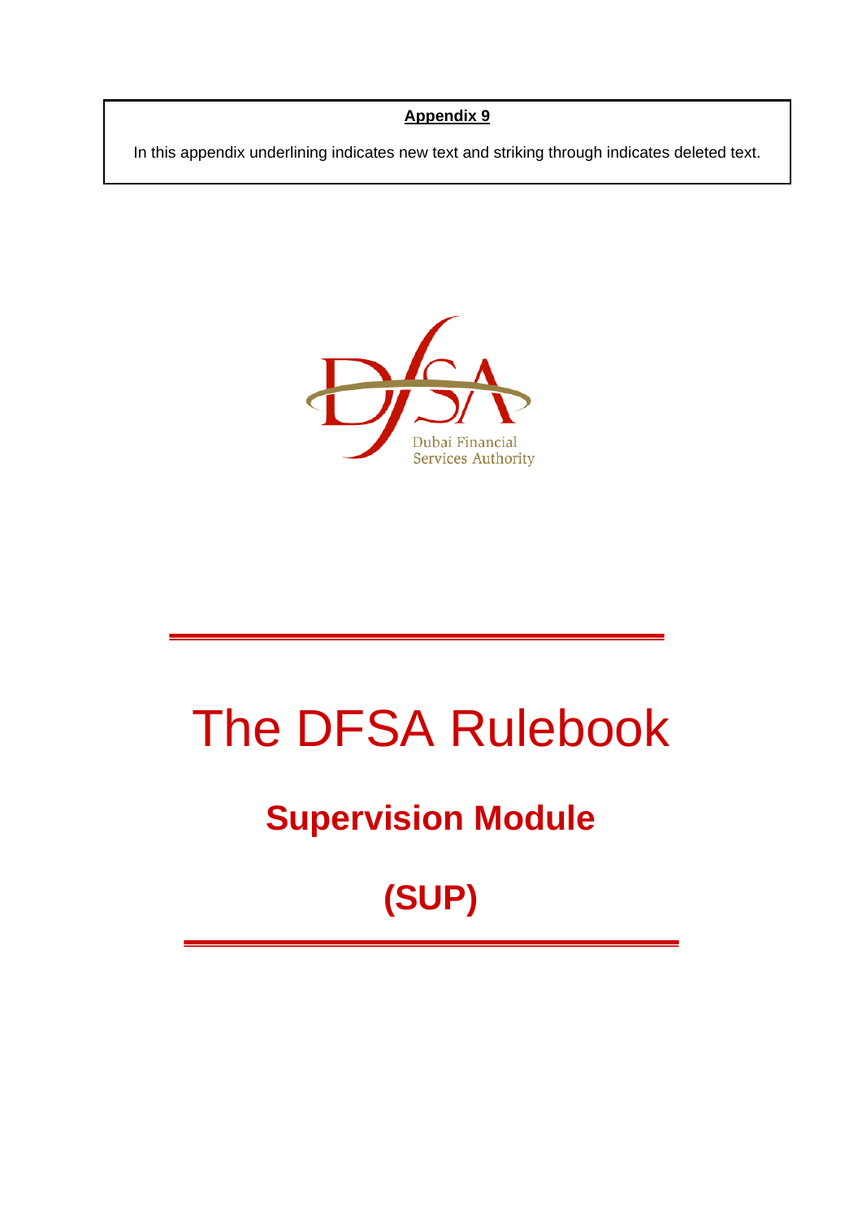**Appendix 9**

In this appendix underlining indicates new text and striking through indicates deleted text.

Dubai Financial Services Authority

# The DFSA Rulebook

## Supervision Module

## (SUP)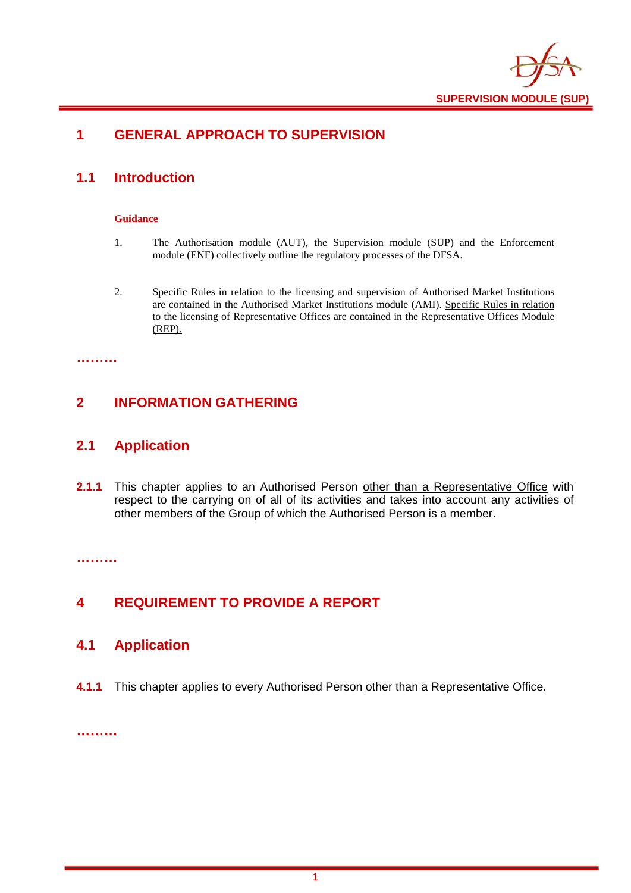# 1 GENERAL APPROACH TO SUPERVISION

## 1.1 Introduction

**Guidance**

1. The Authorisation module (AUT), the Supervision module (SUP) and the Enforcement module (ENF) collectively outline the regulatory processes of the DFSA.

2. Specific Rules in relation to the licensing and supervision of Authorised Market Institutions are contained in the Authorised Market Institutions module (AMI). <u>Specific Rules in relation to the licensing of Representative Offices are contained in the Representative Offices Module (REP).</u>

………

# 2 INFORMATION GATHERING

## 2.1 Application

**2.1.1** This chapter applies to an Authorised Person <u>other than a Representative Office</u> with respect to the carrying on of all of its activities and takes into account any activities of other members of the Group of which the Authorised Person is a member.

………

# 4 REQUIREMENT TO PROVIDE A REPORT

## 4.1 Application

**4.1.1** This chapter applies to every Authorised Person <u>other than a Representative Office</u>.

………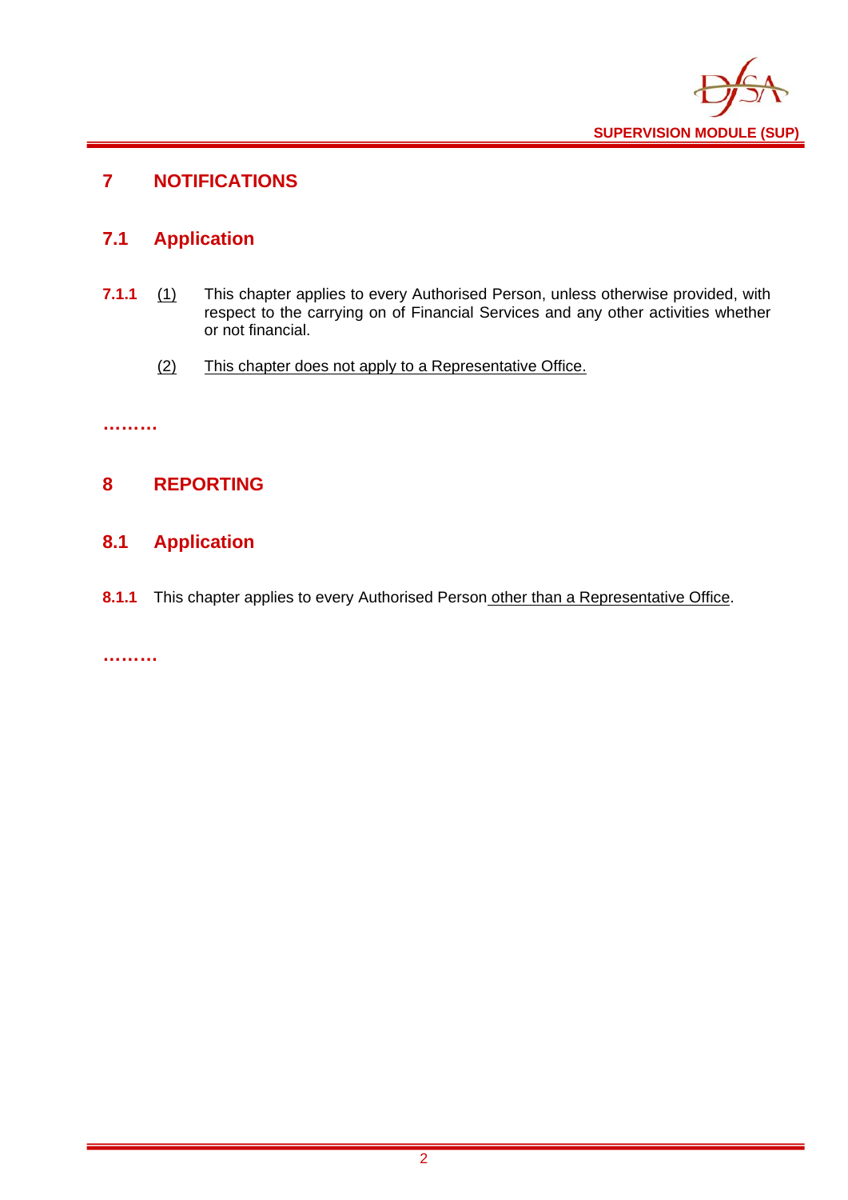# 7 NOTIFICATIONS

## 7.1 Application

**7.1.1** (1) This chapter applies to every Authorised Person, unless otherwise provided, with respect to the carrying on of Financial Services and any other activities whether or not financial.

(2) This chapter does not apply to a Representative Office.

………

# 8 REPORTING

## 8.1 Application

**8.1.1** This chapter applies to every Authorised Person other than a Representative Office.

………